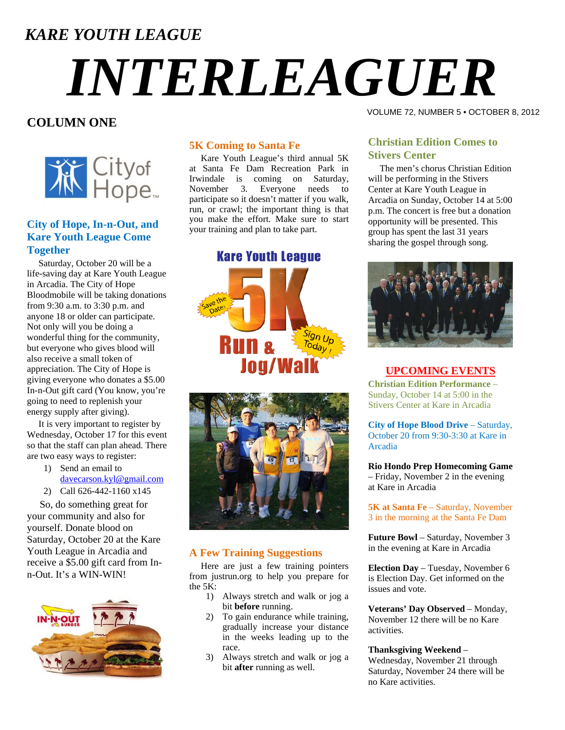*KARE YOUTH LEAGUE*

# *INTERLEAGUER*

VOLUME 72, NUMBER 5 • OCTOBER 8, 2012

## COLUMN ONE

### City of Hope, In-n-Out, and Kare Youth League Come Together

Saturday, October 20 will be a life-saving day at Kare Youth League in Arcadia. The City of Hope Bloodmobile will be taking donations from 9:30 a.m. to 3:30 p.m. and anyone 18 or older can participate. Not only will you be doing a wonderful thing for the community, but everyone who gives blood will also receive a small token of appreciation. The City of Hope is giving everyone who donates a $5.00 In-n-Out gift card (You know, you're going to need to replenish your energy supply after giving).

It is very important to register by Wednesday, October 17 for this event so that the staff can plan ahead. There are two easy ways to register:

1) Send an email to davecarson.kyl@gmail.com
2) Call 626-442-1160 x145

So, do something great for your community and also for yourself. Donate blood on Saturday, October 20 at the Kare Youth League in Arcadia and receive a $5.00 gift card from In-n-Out. It's a WIN-WIN!

### 5K Coming to Santa Fe

Kare Youth League's third annual 5K at Santa Fe Dam Recreation Park in Irwindale is coming on Saturday, November 3. Everyone needs to participate so it doesn't matter if you walk, run, or crawl; the important thing is that you make the effort. Make sure to start your training and plan to take part.

### A Few Training Suggestions

Here are just a few training pointers from justrun.org to help you prepare for the 5K:

1) Always stretch and walk or jog a bit **before** running.
2) To gain endurance while training, gradually increase your distance in the weeks leading up to the race.
3) Always stretch and walk or jog a bit **after** running as well.

### Christian Edition Comes to Stivers Center

The men's chorus Christian Edition will be performing in the Stivers Center at Kare Youth League in Arcadia on Sunday, October 14 at 5:00 p.m. The concert is free but a donation opportunity will be presented. This group has spent the last 31 years sharing the gospel through song.

### UPCOMING EVENTS

**Christian Edition Performance** – Sunday, October 14 at 5:00 in the Stivers Center at Kare in Arcadia

**City of Hope Blood Drive** – Saturday, October 20 from 9:30-3:30 at Kare in Arcadia

**Rio Hondo Prep Homecoming Game** – Friday, November 2 in the evening at Kare in Arcadia

**5K at Santa Fe** – Saturday, November 3 in the morning at the Santa Fe Dam

**Future Bowl** – Saturday, November 3 in the evening at Kare in Arcadia

**Election Day** – Tuesday, November 6 is Election Day. Get informed on the issues and vote.

**Veterans' Day Observed** – Monday, November 12 there will be no Kare activities.

**Thanksgiving Weekend** – Wednesday, November 21 through Saturday, November 24 there will be no Kare activities.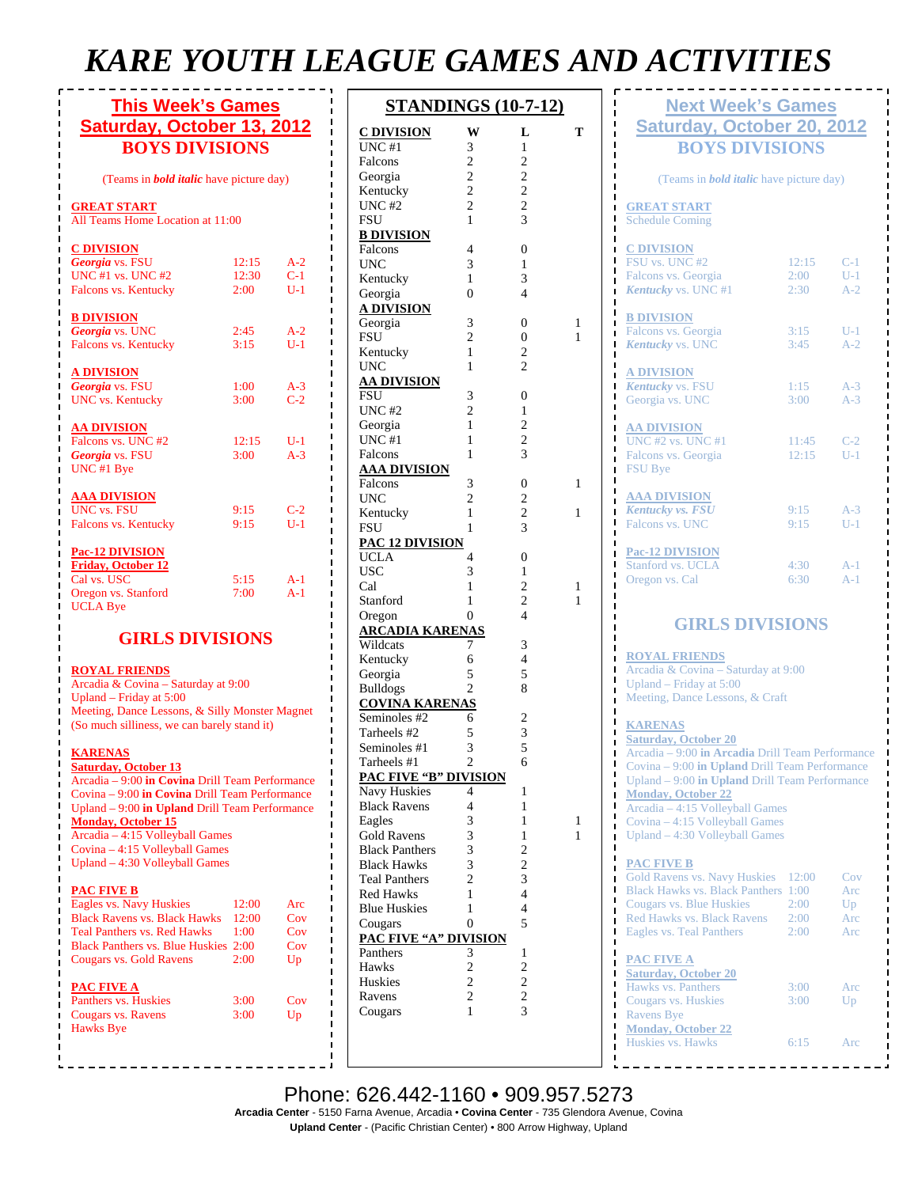# KARE YOUTH LEAGUE GAMES AND ACTIVITIES

## This Week's Games Saturday, October 13, 2012

### BOYS DIVISIONS

(Teams in ***bold italic*** have picture day)

**GREAT START**
All Teams Home Location at 11:00

**C DIVISION**

| | | |
|---|---|---|
| ***Georgia*** vs. FSU | 12:15 | A-2 |
| UNC #1 vs. UNC #2 | 12:30 | C-1 |
| Falcons vs. Kentucky | 2:00 | U-1 |

**B DIVISION**

| | | |
|---|---|---|
| ***Georgia*** vs. UNC | 2:45 | A-2 |
| Falcons vs. Kentucky | 3:15 | U-1 |

**A DIVISION**

| | | |
|---|---|---|
| ***Georgia*** vs. FSU | 1:00 | A-3 |
| UNC vs. Kentucky | 3:00 | C-2 |

**AA DIVISION**

| | | |
|---|---|---|
| Falcons vs. UNC #2 | 12:15 | U-1 |
| ***Georgia*** vs. FSU | 3:00 | A-3 |
| UNC #1 Bye | | |

**AAA DIVISION**

| | | |
|---|---|---|
| UNC vs. FSU | 9:15 | C-2 |
| Falcons vs. Kentucky | 9:15 | U-1 |

**Pac-12 DIVISION**
**Friday, October 12**

| | | |
|---|---|---|
| Cal vs. USC | 5:15 | A-1 |
| Oregon vs. Stanford | 7:00 | A-1 |
| UCLA Bye | | |

### GIRLS DIVISIONS

**ROYAL FRIENDS**
Arcadia & Covina – Saturday at 9:00
Upland – Friday at 5:00
Meeting, Dance Lessons, & Silly Monster Magnet
(So much silliness, we can barely stand it)

**KARENAS**
**Saturday, October 13**
Arcadia – 9:00 **in Covina** Drill Team Performance
Covina – 9:00 **in Covina** Drill Team Performance
Upland – 9:00 **in Upland** Drill Team Performance
**Monday, October 15**
Arcadia – 4:15 Volleyball Games
Covina – 4:15 Volleyball Games
Upland – 4:30 Volleyball Games

**PAC FIVE B**

| | | |
|---|---|---|
| Eagles vs. Navy Huskies | 12:00 | Arc |
| Black Ravens vs. Black Hawks | 12:00 | Cov |
| Teal Panthers vs. Red Hawks | 1:00 | Cov |
| Black Panthers vs. Blue Huskies | 2:00 | Cov |
| Cougars vs. Gold Ravens | 2:00 | Up |

**PAC FIVE A**

| | | |
|---|---|---|
| Panthers vs. Huskies | 3:00 | Cov |
| Cougars vs. Ravens | 3:00 | Up |
| Hawks Bye | | |

## STANDINGS (10-7-12)

| | W | L | T |
|---|---|---|---|
| **C DIVISION** | | | |
| UNC #1 | 3 | 1 | |
| Falcons | 2 | 2 | |
| Georgia | 2 | 2 | |
| Kentucky | 2 | 2 | |
| UNC #2 | 2 | 2 | |
| FSU | 1 | 3 | |
| **B DIVISION** | | | |
| Falcons | 4 | 0 | |
| UNC | 3 | 1 | |
| Kentucky | 1 | 3 | |
| Georgia | 0 | 4 | |
| **A DIVISION** | | | |
| Georgia | 3 | 0 | 1 |
| FSU | 2 | 0 | 1 |
| Kentucky | 1 | 2 | |
| UNC | 1 | 2 | |
| **AA DIVISION** | | | |
| FSU | 3 | 0 | |
| UNC #2 | 2 | 1 | |
| Georgia | 1 | 2 | |
| UNC #1 | 1 | 2 | |
| Falcons | 1 | 3 | |
| **AAA DIVISION** | | | |
| Falcons | 3 | 0 | 1 |
| UNC | 2 | 2 | |
| Kentucky | 1 | 2 | 1 |
| FSU | 1 | 3 | |
| **PAC 12 DIVISION** | | | |
| UCLA | 4 | 0 | |
| USC | 3 | 1 | |
| Cal | 1 | 2 | 1 |
| Stanford | 1 | 2 | 1 |
| Oregon | 0 | 4 | |
| **ARCADIA KARENAS** | | | |
| Wildcats | 7 | 3 | |
| Kentucky | 6 | 4 | |
| Georgia | 5 | 5 | |
| Bulldogs | 2 | 8 | |
| **COVINA KARENAS** | | | |
| Seminoles #2 | 6 | 2 | |
| Tarheels #2 | 5 | 3 | |
| Seminoles #1 | 3 | 5 | |
| Tarheels #1 | 2 | 6 | |
| **PAC FIVE "B" DIVISION** | | | |
| Navy Huskies | 4 | 1 | |
| Black Ravens | 4 | 1 | |
| Eagles | 3 | 1 | 1 |
| Gold Ravens | 3 | 1 | 1 |
| Black Panthers | 3 | 2 | |
| Black Hawks | 3 | 2 | |
| Teal Panthers | 2 | 3 | |
| Red Hawks | 1 | 4 | |
| Blue Huskies | 1 | 4 | |
| Cougars | 0 | 5 | |
| **PAC FIVE "A" DIVISION** | | | |
| Panthers | 3 | 1 | |
| Hawks | 2 | 2 | |
| Huskies | 2 | 2 | |
| Ravens | 2 | 2 | |
| Cougars | 1 | 3 | |

## Next Week's Games Saturday, October 20, 2012

### BOYS DIVISIONS

(Teams in ***bold italic*** have picture day)

**GREAT START**
Schedule Coming

**C DIVISION**

| | | |
|---|---|---|
| FSU vs. UNC #2 | 12:15 | C-1 |
| Falcons vs. Georgia | 2:00 | U-1 |
| ***Kentucky*** vs. UNC #1 | 2:30 | A-2 |

**B DIVISION**

| | | |
|---|---|---|
| Falcons vs. Georgia | 3:15 | U-1 |
| ***Kentucky*** vs. UNC | 3:45 | A-2 |

**A DIVISION**

| | | |
|---|---|---|
| ***Kentucky*** vs. FSU | 1:15 | A-3 |
| Georgia vs. UNC | 3:00 | A-3 |

**AA DIVISION**

| | | |
|---|---|---|
| UNC #2 vs. UNC #1 | 11:45 | C-2 |
| Falcons vs. Georgia | 12:15 | U-1 |
| FSU Bye | | |

**AAA DIVISION**

| | | |
|---|---|---|
| ***Kentucky vs. FSU*** | 9:15 | A-3 |
| Falcons vs. UNC | 9:15 | U-1 |

**Pac-12 DIVISION**

| | | |
|---|---|---|
| Stanford vs. UCLA | 4:30 | A-1 |
| Oregon vs. Cal | 6:30 | A-1 |

### GIRLS DIVISIONS

**ROYAL FRIENDS**
Arcadia & Covina – Saturday at 9:00
Upland – Friday at 5:00
Meeting, Dance Lessons, & Craft

**KARENAS**
**Saturday, October 20**
Arcadia – 9:00 **in Arcadia** Drill Team Performance
Covina – 9:00 **in Upland** Drill Team Performance
Upland – 9:00 **in Upland** Drill Team Performance
**Monday, October 22**
Arcadia – 4:15 Volleyball Games
Covina – 4:15 Volleyball Games
Upland – 4:30 Volleyball Games

**PAC FIVE B**

| | | |
|---|---|---|
| Gold Ravens vs. Navy Huskies | 12:00 | Cov |
| Black Hawks vs. Black Panthers | 1:00 | Arc |
| Cougars vs. Blue Huskies | 2:00 | Up |
| Red Hawks vs. Black Ravens | 2:00 | Arc |
| Eagles vs. Teal Panthers | 2:00 | Arc |

**PAC FIVE A**
**Saturday, October 20**

| | | |
|---|---|---|
| Hawks vs. Panthers | 3:00 | Arc |
| Cougars vs. Huskies | 3:00 | Up |
| Ravens Bye | | |

**Monday, October 22**

| | | |
|---|---|---|
| Huskies vs. Hawks | 6:15 | Arc |

Phone: 626.442-1160 • 909.957.5273

**Arcadia Center** - 5150 Farna Avenue, Arcadia • **Covina Center** - 735 Glendora Avenue, Covina
**Upland Center** - (Pacific Christian Center) • 800 Arrow Highway, Upland